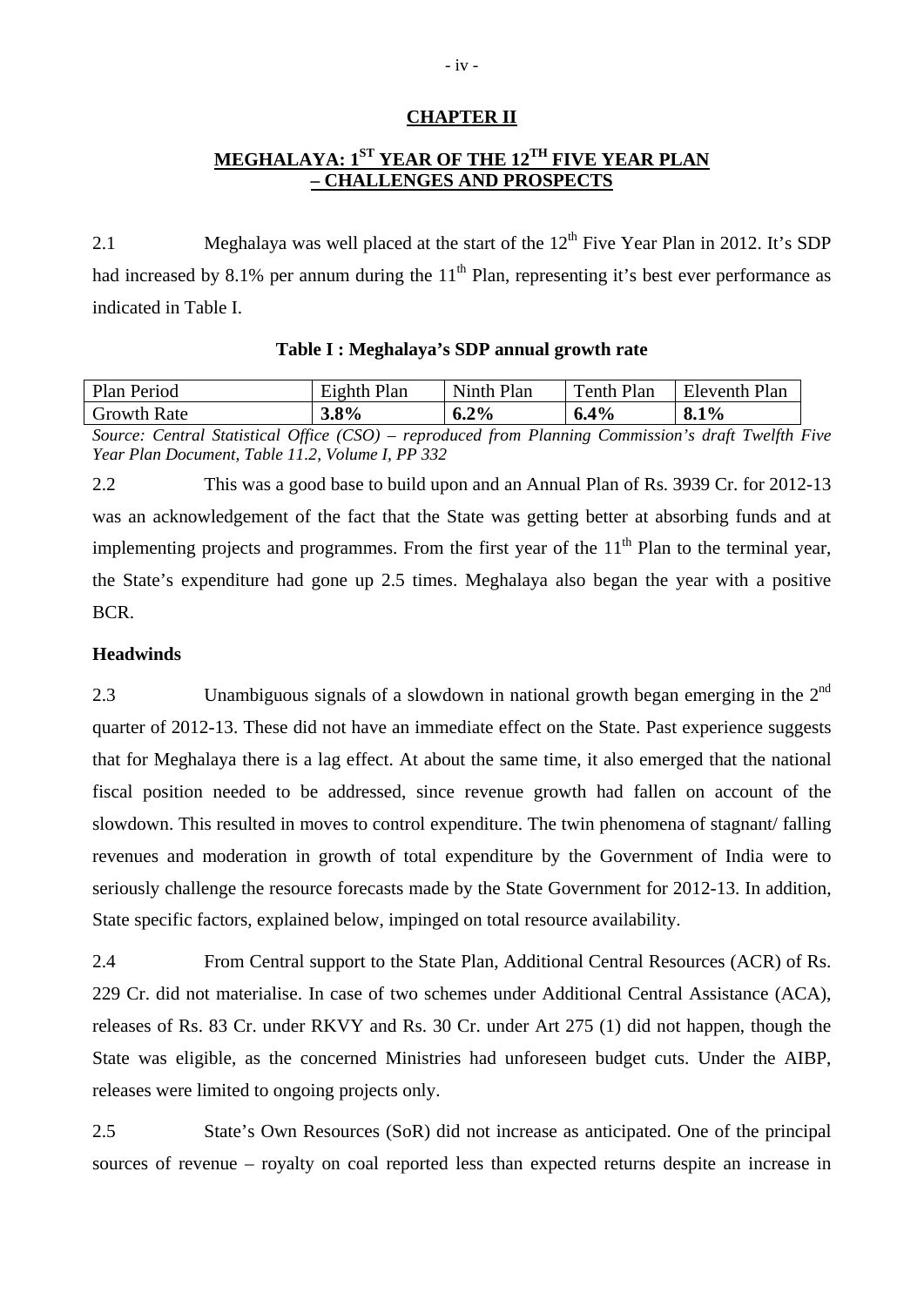# CHAPTER II

## MEGHALAYA: 1ST YEAR OF THE 12TH FIVE YEAR PLAN – CHALLENGES AND PROSPECTS

2.1 Meghalaya was well placed at the start of the 12th Five Year Plan in 2012. It's SDP had increased by 8.1% per annum during the 11th Plan, representing it's best ever performance as indicated in Table I.

**Table I : Meghalaya's SDP annual growth rate**

| Plan Period | Eighth Plan | Ninth Plan | Tenth Plan | Eleventh Plan |
|---|---|---|---|---|
| Growth Rate | **3.8%** | **6.2%** | **6.4%** | **8.1%** |

*Source: Central Statistical Office (CSO) – reproduced from Planning Commission's draft Twelfth Five Year Plan Document, Table 11.2, Volume I, PP 332*

2.2 This was a good base to build upon and an Annual Plan of Rs. 3939 Cr. for 2012-13 was an acknowledgement of the fact that the State was getting better at absorbing funds and at implementing projects and programmes. From the first year of the 11th Plan to the terminal year, the State's expenditure had gone up 2.5 times. Meghalaya also began the year with a positive BCR.

### Headwinds

2.3 Unambiguous signals of a slowdown in national growth began emerging in the 2nd quarter of 2012-13. These did not have an immediate effect on the State. Past experience suggests that for Meghalaya there is a lag effect. At about the same time, it also emerged that the national fiscal position needed to be addressed, since revenue growth had fallen on account of the slowdown. This resulted in moves to control expenditure. The twin phenomena of stagnant/ falling revenues and moderation in growth of total expenditure by the Government of India were to seriously challenge the resource forecasts made by the State Government for 2012-13. In addition, State specific factors, explained below, impinged on total resource availability.

2.4 From Central support to the State Plan, Additional Central Resources (ACR) of Rs. 229 Cr. did not materialise. In case of two schemes under Additional Central Assistance (ACA), releases of Rs. 83 Cr. under RKVY and Rs. 30 Cr. under Art 275 (1) did not happen, though the State was eligible, as the concerned Ministries had unforeseen budget cuts. Under the AIBP, releases were limited to ongoing projects only.

2.5 State's Own Resources (SoR) did not increase as anticipated. One of the principal sources of revenue – royalty on coal reported less than expected returns despite an increase in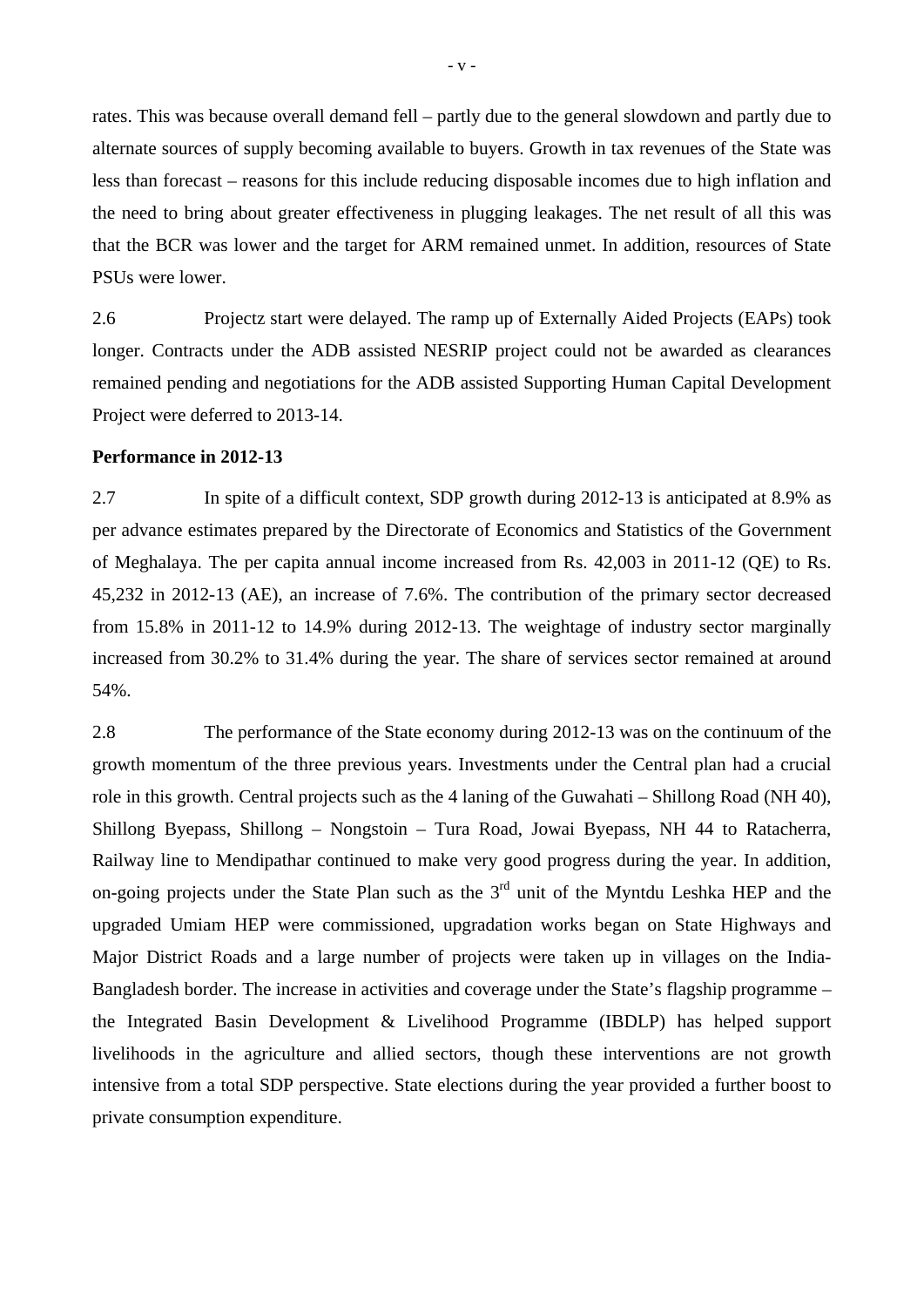rates. This was because overall demand fell – partly due to the general slowdown and partly due to alternate sources of supply becoming available to buyers. Growth in tax revenues of the State was less than forecast – reasons for this include reducing disposable incomes due to high inflation and the need to bring about greater effectiveness in plugging leakages. The net result of all this was that the BCR was lower and the target for ARM remained unmet. In addition, resources of State PSUs were lower.

2.6 Projectz start were delayed. The ramp up of Externally Aided Projects (EAPs) took longer. Contracts under the ADB assisted NESRIP project could not be awarded as clearances remained pending and negotiations for the ADB assisted Supporting Human Capital Development Project were deferred to 2013-14.

**Performance in 2012-13**

2.7 In spite of a difficult context, SDP growth during 2012-13 is anticipated at 8.9% as per advance estimates prepared by the Directorate of Economics and Statistics of the Government of Meghalaya. The per capita annual income increased from Rs. 42,003 in 2011-12 (QE) to Rs. 45,232 in 2012-13 (AE), an increase of 7.6%. The contribution of the primary sector decreased from 15.8% in 2011-12 to 14.9% during 2012-13. The weightage of industry sector marginally increased from 30.2% to 31.4% during the year. The share of services sector remained at around 54%.

2.8 The performance of the State economy during 2012-13 was on the continuum of the growth momentum of the three previous years. Investments under the Central plan had a crucial role in this growth. Central projects such as the 4 laning of the Guwahati – Shillong Road (NH 40), Shillong Byepass, Shillong – Nongstoin – Tura Road, Jowai Byepass, NH 44 to Ratacherra, Railway line to Mendipathar continued to make very good progress during the year. In addition, on-going projects under the State Plan such as the 3rd unit of the Myntdu Leshka HEP and the upgraded Umiam HEP were commissioned, upgradation works began on State Highways and Major District Roads and a large number of projects were taken up in villages on the India-Bangladesh border. The increase in activities and coverage under the State's flagship programme – the Integrated Basin Development & Livelihood Programme (IBDLP) has helped support livelihoods in the agriculture and allied sectors, though these interventions are not growth intensive from a total SDP perspective. State elections during the year provided a further boost to private consumption expenditure.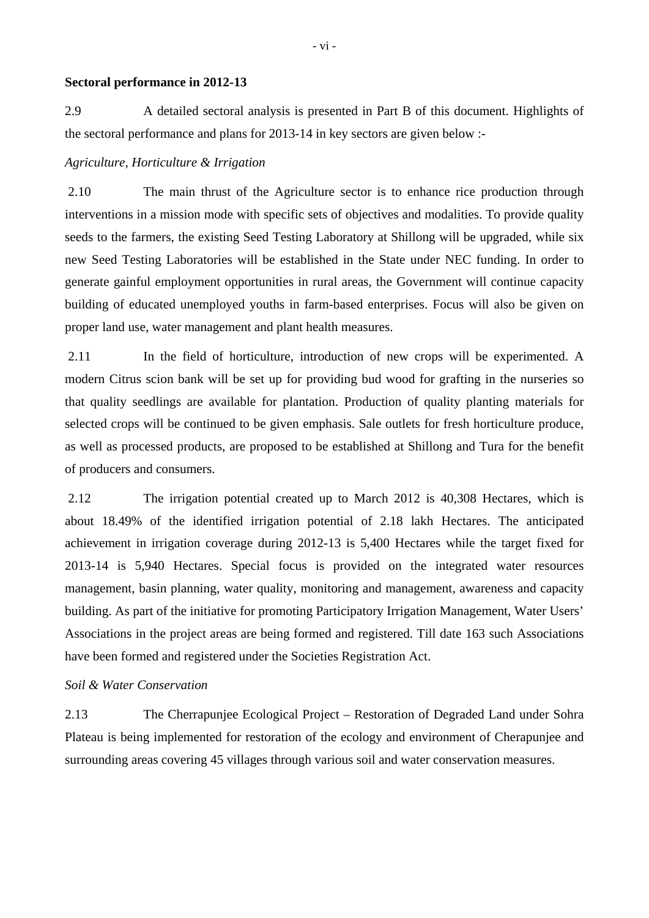**Sectoral performance in 2012-13**

2.9 A detailed sectoral analysis is presented in Part B of this document. Highlights of the sectoral performance and plans for 2013-14 in key sectors are given below :-

*Agriculture, Horticulture & Irrigation*

2.10 The main thrust of the Agriculture sector is to enhance rice production through interventions in a mission mode with specific sets of objectives and modalities. To provide quality seeds to the farmers, the existing Seed Testing Laboratory at Shillong will be upgraded, while six new Seed Testing Laboratories will be established in the State under NEC funding. In order to generate gainful employment opportunities in rural areas, the Government will continue capacity building of educated unemployed youths in farm-based enterprises. Focus will also be given on proper land use, water management and plant health measures.

2.11 In the field of horticulture, introduction of new crops will be experimented. A modern Citrus scion bank will be set up for providing bud wood for grafting in the nurseries so that quality seedlings are available for plantation. Production of quality planting materials for selected crops will be continued to be given emphasis. Sale outlets for fresh horticulture produce, as well as processed products, are proposed to be established at Shillong and Tura for the benefit of producers and consumers.

2.12 The irrigation potential created up to March 2012 is 40,308 Hectares, which is about 18.49% of the identified irrigation potential of 2.18 lakh Hectares. The anticipated achievement in irrigation coverage during 2012-13 is 5,400 Hectares while the target fixed for 2013-14 is 5,940 Hectares. Special focus is provided on the integrated water resources management, basin planning, water quality, monitoring and management, awareness and capacity building. As part of the initiative for promoting Participatory Irrigation Management, Water Users' Associations in the project areas are being formed and registered. Till date 163 such Associations have been formed and registered under the Societies Registration Act.

*Soil & Water Conservation*

2.13 The Cherrapunjee Ecological Project – Restoration of Degraded Land under Sohra Plateau is being implemented for restoration of the ecology and environment of Cherapunjee and surrounding areas covering 45 villages through various soil and water conservation measures.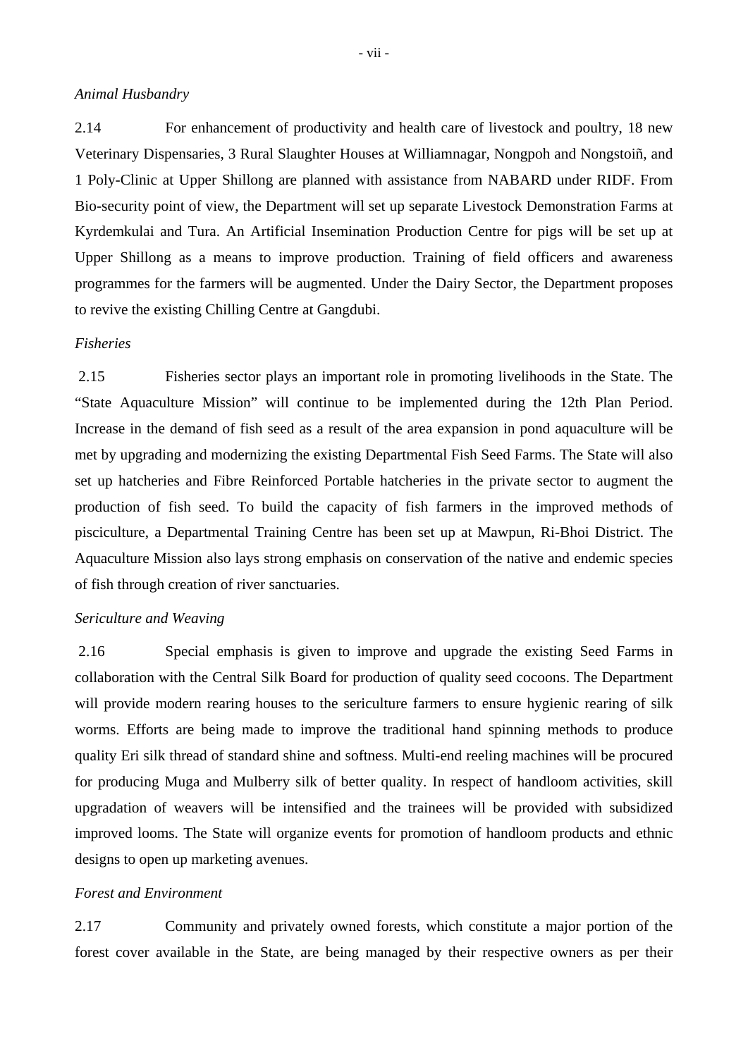*Animal Husbandry*

2.14 For enhancement of productivity and health care of livestock and poultry, 18 new Veterinary Dispensaries, 3 Rural Slaughter Houses at Williamnagar, Nongpoh and Nongstoiñ, and 1 Poly-Clinic at Upper Shillong are planned with assistance from NABARD under RIDF. From Bio-security point of view, the Department will set up separate Livestock Demonstration Farms at Kyrdemkulai and Tura. An Artificial Insemination Production Centre for pigs will be set up at Upper Shillong as a means to improve production. Training of field officers and awareness programmes for the farmers will be augmented. Under the Dairy Sector, the Department proposes to revive the existing Chilling Centre at Gangdubi.

*Fisheries*

2.15 Fisheries sector plays an important role in promoting livelihoods in the State. The "State Aquaculture Mission" will continue to be implemented during the 12th Plan Period. Increase in the demand of fish seed as a result of the area expansion in pond aquaculture will be met by upgrading and modernizing the existing Departmental Fish Seed Farms. The State will also set up hatcheries and Fibre Reinforced Portable hatcheries in the private sector to augment the production of fish seed. To build the capacity of fish farmers in the improved methods of pisciculture, a Departmental Training Centre has been set up at Mawpun, Ri-Bhoi District. The Aquaculture Mission also lays strong emphasis on conservation of the native and endemic species of fish through creation of river sanctuaries.

*Sericulture and Weaving*

2.16 Special emphasis is given to improve and upgrade the existing Seed Farms in collaboration with the Central Silk Board for production of quality seed cocoons. The Department will provide modern rearing houses to the sericulture farmers to ensure hygienic rearing of silk worms. Efforts are being made to improve the traditional hand spinning methods to produce quality Eri silk thread of standard shine and softness. Multi-end reeling machines will be procured for producing Muga and Mulberry silk of better quality. In respect of handloom activities, skill upgradation of weavers will be intensified and the trainees will be provided with subsidized improved looms. The State will organize events for promotion of handloom products and ethnic designs to open up marketing avenues.

*Forest and Environment*

2.17 Community and privately owned forests, which constitute a major portion of the forest cover available in the State, are being managed by their respective owners as per their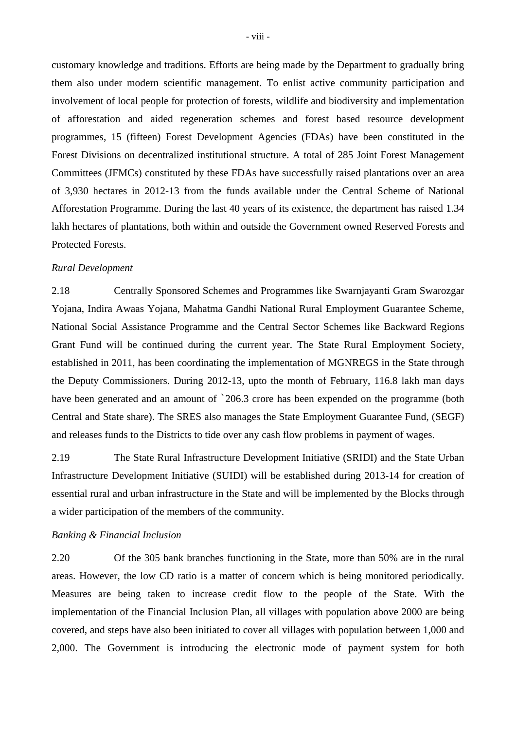customary knowledge and traditions. Efforts are being made by the Department to gradually bring them also under modern scientific management. To enlist active community participation and involvement of local people for protection of forests, wildlife and biodiversity and implementation of afforestation and aided regeneration schemes and forest based resource development programmes, 15 (fifteen) Forest Development Agencies (FDAs) have been constituted in the Forest Divisions on decentralized institutional structure. A total of 285 Joint Forest Management Committees (JFMCs) constituted by these FDAs have successfully raised plantations over an area of 3,930 hectares in 2012-13 from the funds available under the Central Scheme of National Afforestation Programme. During the last 40 years of its existence, the department has raised 1.34 lakh hectares of plantations, both within and outside the Government owned Reserved Forests and Protected Forests.

*Rural Development*

2.18 Centrally Sponsored Schemes and Programmes like Swarnjayanti Gram Swarozgar Yojana, Indira Awaas Yojana, Mahatma Gandhi National Rural Employment Guarantee Scheme, National Social Assistance Programme and the Central Sector Schemes like Backward Regions Grant Fund will be continued during the current year. The State Rural Employment Society, established in 2011, has been coordinating the implementation of MGNREGS in the State through the Deputy Commissioners. During 2012-13, upto the month of February, 116.8 lakh man days have been generated and an amount of `206.3 crore has been expended on the programme (both Central and State share). The SRES also manages the State Employment Guarantee Fund, (SEGF) and releases funds to the Districts to tide over any cash flow problems in payment of wages.

2.19 The State Rural Infrastructure Development Initiative (SRIDI) and the State Urban Infrastructure Development Initiative (SUIDI) will be established during 2013-14 for creation of essential rural and urban infrastructure in the State and will be implemented by the Blocks through a wider participation of the members of the community.

*Banking & Financial Inclusion*

2.20 Of the 305 bank branches functioning in the State, more than 50% are in the rural areas. However, the low CD ratio is a matter of concern which is being monitored periodically. Measures are being taken to increase credit flow to the people of the State. With the implementation of the Financial Inclusion Plan, all villages with population above 2000 are being covered, and steps have also been initiated to cover all villages with population between 1,000 and 2,000. The Government is introducing the electronic mode of payment system for both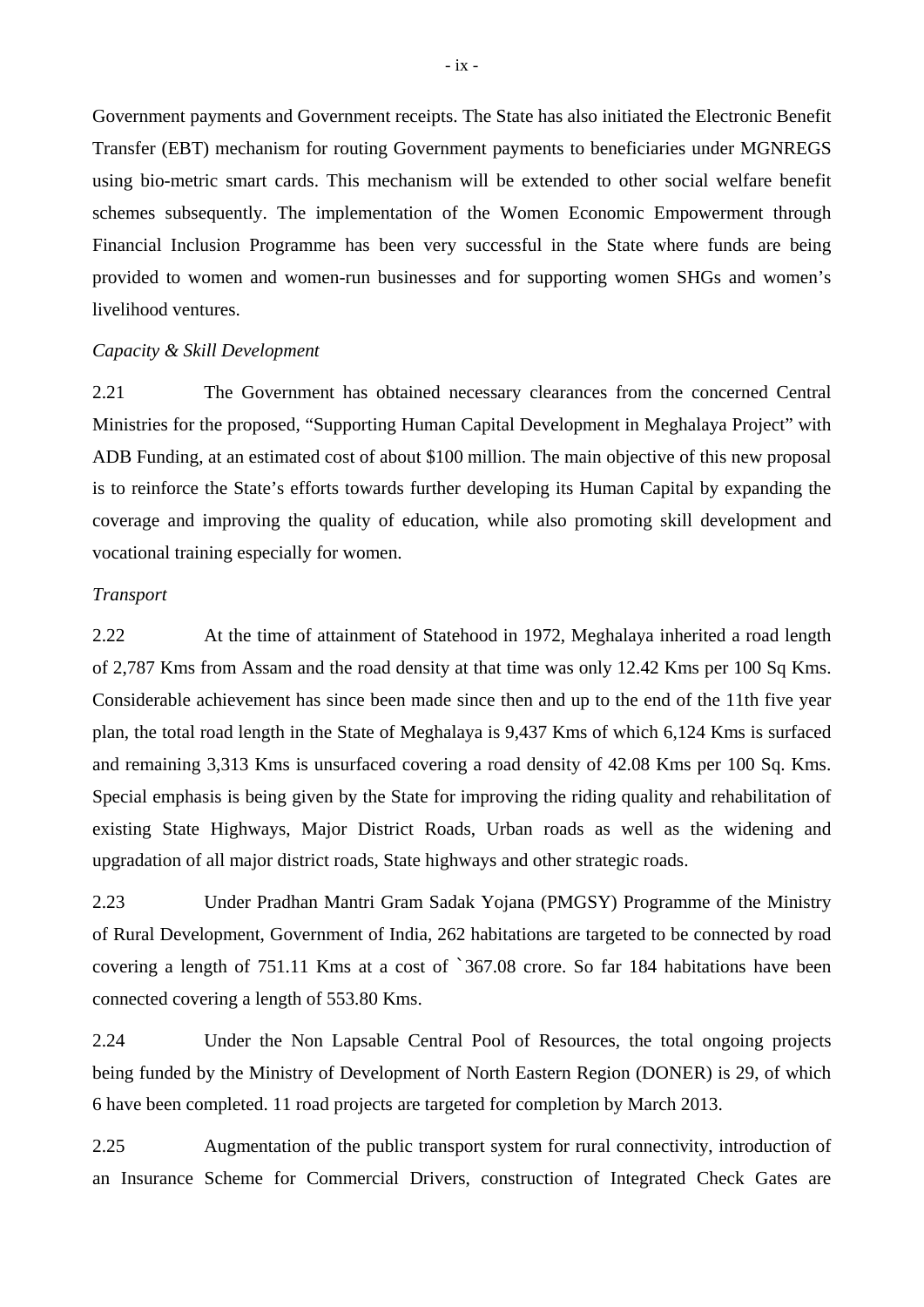Government payments and Government receipts. The State has also initiated the Electronic Benefit Transfer (EBT) mechanism for routing Government payments to beneficiaries under MGNREGS using bio-metric smart cards. This mechanism will be extended to other social welfare benefit schemes subsequently. The implementation of the Women Economic Empowerment through Financial Inclusion Programme has been very successful in the State where funds are being provided to women and women-run businesses and for supporting women SHGs and women's livelihood ventures.

*Capacity & Skill Development*

2.21 The Government has obtained necessary clearances from the concerned Central Ministries for the proposed, "Supporting Human Capital Development in Meghalaya Project" with ADB Funding, at an estimated cost of about $100 million. The main objective of this new proposal is to reinforce the State's efforts towards further developing its Human Capital by expanding the coverage and improving the quality of education, while also promoting skill development and vocational training especially for women.

*Transport*

2.22 At the time of attainment of Statehood in 1972, Meghalaya inherited a road length of 2,787 Kms from Assam and the road density at that time was only 12.42 Kms per 100 Sq Kms. Considerable achievement has since been made since then and up to the end of the 11th five year plan, the total road length in the State of Meghalaya is 9,437 Kms of which 6,124 Kms is surfaced and remaining 3,313 Kms is unsurfaced covering a road density of 42.08 Kms per 100 Sq. Kms. Special emphasis is being given by the State for improving the riding quality and rehabilitation of existing State Highways, Major District Roads, Urban roads as well as the widening and upgradation of all major district roads, State highways and other strategic roads.

2.23 Under Pradhan Mantri Gram Sadak Yojana (PMGSY) Programme of the Ministry of Rural Development, Government of India, 262 habitations are targeted to be connected by road covering a length of 751.11 Kms at a cost of `367.08 crore. So far 184 habitations have been connected covering a length of 553.80 Kms.

2.24 Under the Non Lapsable Central Pool of Resources, the total ongoing projects being funded by the Ministry of Development of North Eastern Region (DONER) is 29, of which 6 have been completed. 11 road projects are targeted for completion by March 2013.

2.25 Augmentation of the public transport system for rural connectivity, introduction of an Insurance Scheme for Commercial Drivers, construction of Integrated Check Gates are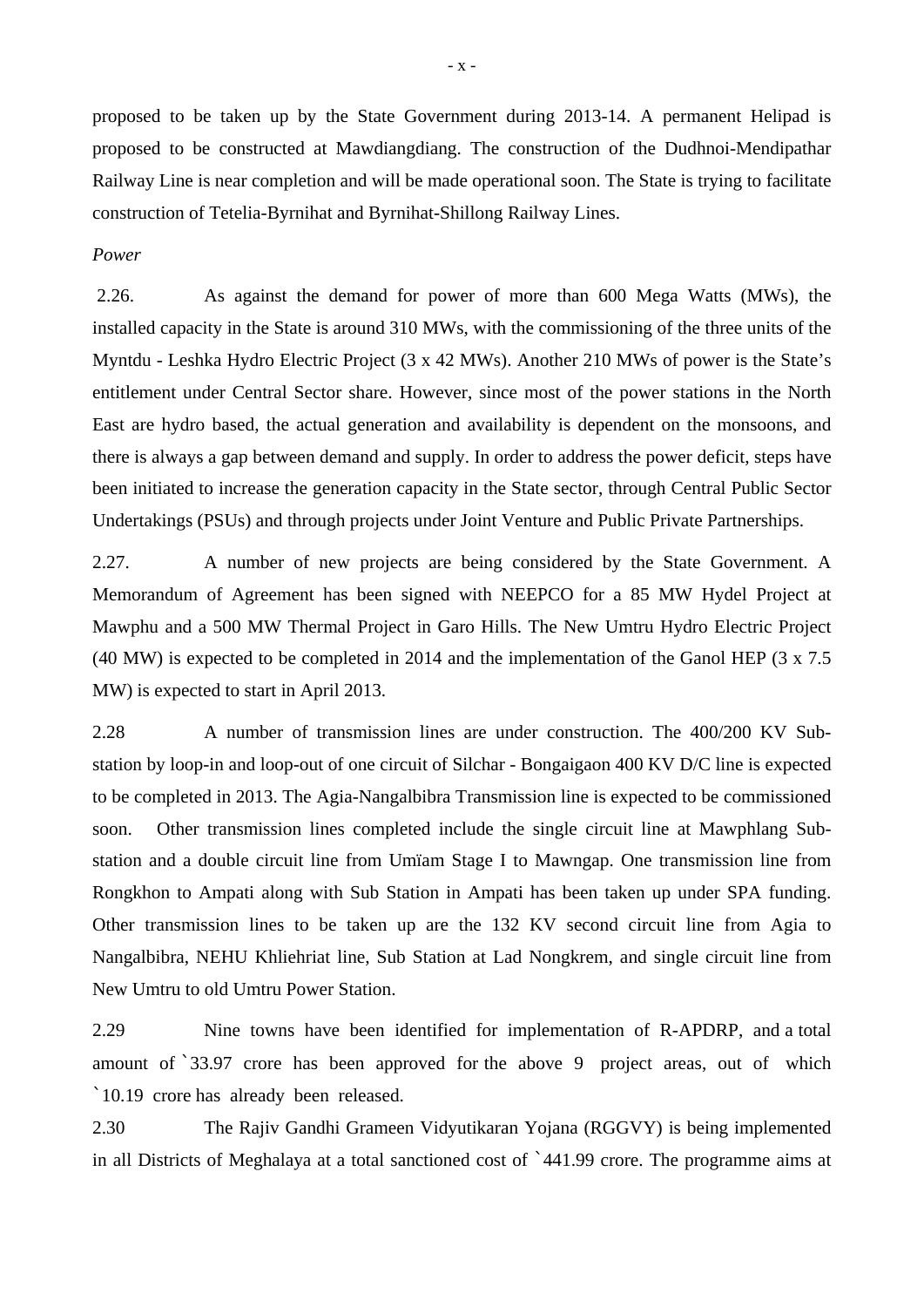proposed to be taken up by the State Government during 2013-14. A permanent Helipad is proposed to be constructed at Mawdiangdiang. The construction of the Dudhnoi-Mendipathar Railway Line is near completion and will be made operational soon. The State is trying to facilitate construction of Tetelia-Byrnihat and Byrnihat-Shillong Railway Lines.

*Power*

2.26. As against the demand for power of more than 600 Mega Watts (MWs), the installed capacity in the State is around 310 MWs, with the commissioning of the three units of the Myntdu - Leshka Hydro Electric Project (3 x 42 MWs). Another 210 MWs of power is the State's entitlement under Central Sector share. However, since most of the power stations in the North East are hydro based, the actual generation and availability is dependent on the monsoons, and there is always a gap between demand and supply. In order to address the power deficit, steps have been initiated to increase the generation capacity in the State sector, through Central Public Sector Undertakings (PSUs) and through projects under Joint Venture and Public Private Partnerships.

2.27. A number of new projects are being considered by the State Government. A Memorandum of Agreement has been signed with NEEPCO for a 85 MW Hydel Project at Mawphu and a 500 MW Thermal Project in Garo Hills. The New Umtru Hydro Electric Project (40 MW) is expected to be completed in 2014 and the implementation of the Ganol HEP (3 x 7.5 MW) is expected to start in April 2013.

2.28 A number of transmission lines are under construction. The 400/200 KV Sub-station by loop-in and loop-out of one circuit of Silchar - Bongaigaon 400 KV D/C line is expected to be completed in 2013. The Agia-Nangalbibra Transmission line is expected to be commissioned soon. Other transmission lines completed include the single circuit line at Mawphlang Sub-station and a double circuit line from Umïam Stage I to Mawngap. One transmission line from Rongkhon to Ampati along with Sub Station in Ampati has been taken up under SPA funding. Other transmission lines to be taken up are the 132 KV second circuit line from Agia to Nangalbibra, NEHU Khliehriat line, Sub Station at Lad Nongkrem, and single circuit line from New Umtru to old Umtru Power Station.

2.29 Nine towns have been identified for implementation of R-APDRP, and a total amount of ₹33.97 crore has been approved for the above 9 project areas, out of which ₹10.19 crore has already been released.

2.30 The Rajiv Gandhi Grameen Vidyutikaran Yojana (RGGVY) is being implemented in all Districts of Meghalaya at a total sanctioned cost of ₹441.99 crore. The programme aims at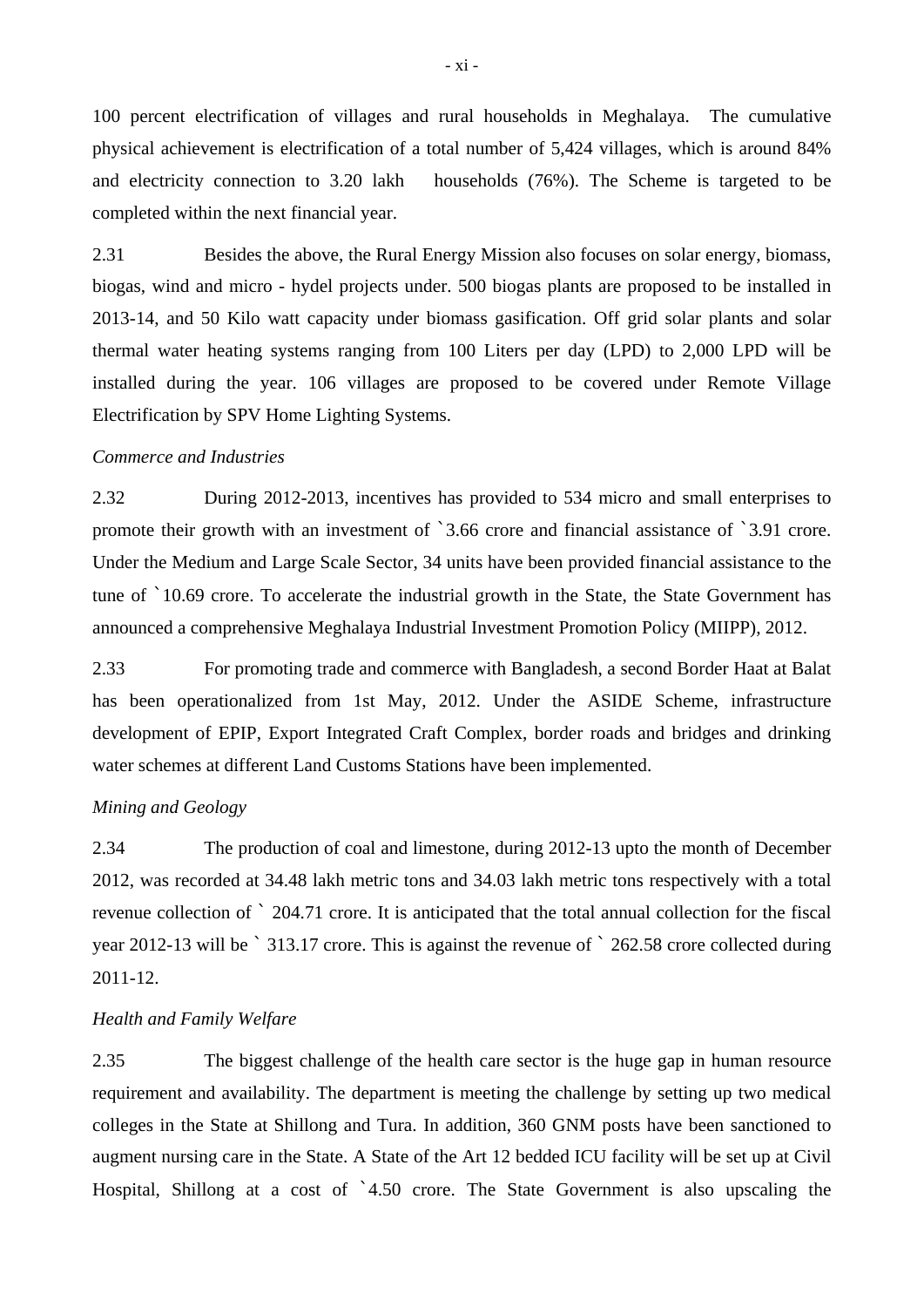100 percent electrification of villages and rural households in Meghalaya. The cumulative physical achievement is electrification of a total number of 5,424 villages, which is around 84% and electricity connection to 3.20 lakh households (76%). The Scheme is targeted to be completed within the next financial year.

2.31 Besides the above, the Rural Energy Mission also focuses on solar energy, biomass, biogas, wind and micro - hydel projects under. 500 biogas plants are proposed to be installed in 2013-14, and 50 Kilo watt capacity under biomass gasification. Off grid solar plants and solar thermal water heating systems ranging from 100 Liters per day (LPD) to 2,000 LPD will be installed during the year. 106 villages are proposed to be covered under Remote Village Electrification by SPV Home Lighting Systems.

*Commerce and Industries*

2.32 During 2012-2013, incentives has provided to 534 micro and small enterprises to promote their growth with an investment of `3.66 crore and financial assistance of `3.91 crore. Under the Medium and Large Scale Sector, 34 units have been provided financial assistance to the tune of `10.69 crore. To accelerate the industrial growth in the State, the State Government has announced a comprehensive Meghalaya Industrial Investment Promotion Policy (MIIPP), 2012.

2.33 For promoting trade and commerce with Bangladesh, a second Border Haat at Balat has been operationalized from 1st May, 2012. Under the ASIDE Scheme, infrastructure development of EPIP, Export Integrated Craft Complex, border roads and bridges and drinking water schemes at different Land Customs Stations have been implemented.

*Mining and Geology*

2.34 The production of coal and limestone, during 2012-13 upto the month of December 2012, was recorded at 34.48 lakh metric tons and 34.03 lakh metric tons respectively with a total revenue collection of ` 204.71 crore. It is anticipated that the total annual collection for the fiscal year 2012-13 will be ` 313.17 crore. This is against the revenue of ` 262.58 crore collected during 2011-12.

*Health and Family Welfare*

2.35 The biggest challenge of the health care sector is the huge gap in human resource requirement and availability. The department is meeting the challenge by setting up two medical colleges in the State at Shillong and Tura. In addition, 360 GNM posts have been sanctioned to augment nursing care in the State. A State of the Art 12 bedded ICU facility will be set up at Civil Hospital, Shillong at a cost of `4.50 crore. The State Government is also upscaling the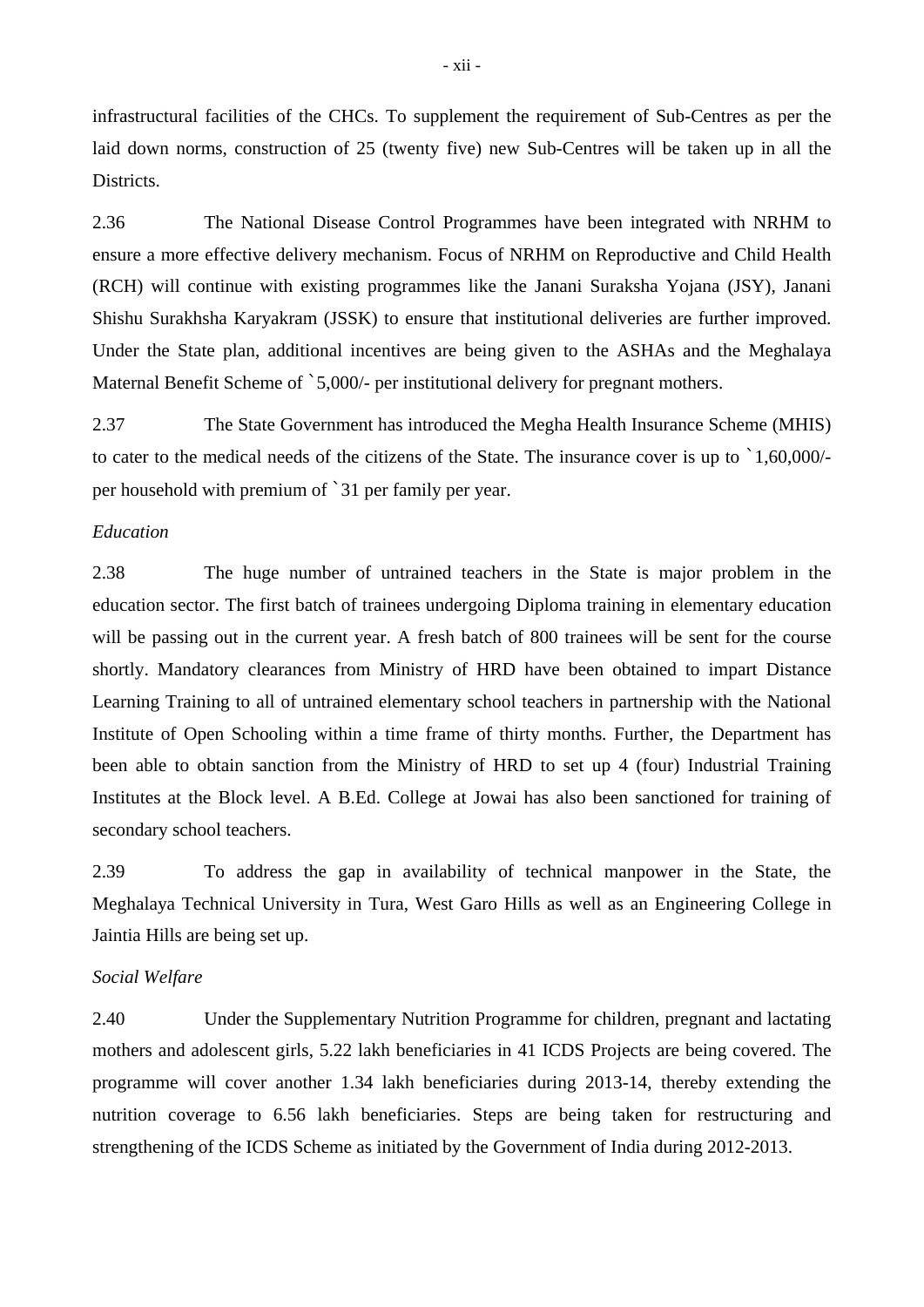infrastructural facilities of the CHCs. To supplement the requirement of Sub-Centres as per the laid down norms, construction of 25 (twenty five) new Sub-Centres will be taken up in all the Districts.

2.36 The National Disease Control Programmes have been integrated with NRHM to ensure a more effective delivery mechanism. Focus of NRHM on Reproductive and Child Health (RCH) will continue with existing programmes like the Janani Suraksha Yojana (JSY), Janani Shishu Surakhsha Karyakram (JSSK) to ensure that institutional deliveries are further improved. Under the State plan, additional incentives are being given to the ASHAs and the Meghalaya Maternal Benefit Scheme of `5,000/- per institutional delivery for pregnant mothers.

2.37 The State Government has introduced the Megha Health Insurance Scheme (MHIS) to cater to the medical needs of the citizens of the State. The insurance cover is up to `1,60,000/- per household with premium of `31 per family per year.

*Education*

2.38 The huge number of untrained teachers in the State is major problem in the education sector. The first batch of trainees undergoing Diploma training in elementary education will be passing out in the current year. A fresh batch of 800 trainees will be sent for the course shortly. Mandatory clearances from Ministry of HRD have been obtained to impart Distance Learning Training to all of untrained elementary school teachers in partnership with the National Institute of Open Schooling within a time frame of thirty months. Further, the Department has been able to obtain sanction from the Ministry of HRD to set up 4 (four) Industrial Training Institutes at the Block level. A B.Ed. College at Jowai has also been sanctioned for training of secondary school teachers.

2.39 To address the gap in availability of technical manpower in the State, the Meghalaya Technical University in Tura, West Garo Hills as well as an Engineering College in Jaintia Hills are being set up.

*Social Welfare*

2.40 Under the Supplementary Nutrition Programme for children, pregnant and lactating mothers and adolescent girls, 5.22 lakh beneficiaries in 41 ICDS Projects are being covered. The programme will cover another 1.34 lakh beneficiaries during 2013-14, thereby extending the nutrition coverage to 6.56 lakh beneficiaries. Steps are being taken for restructuring and strengthening of the ICDS Scheme as initiated by the Government of India during 2012-2013.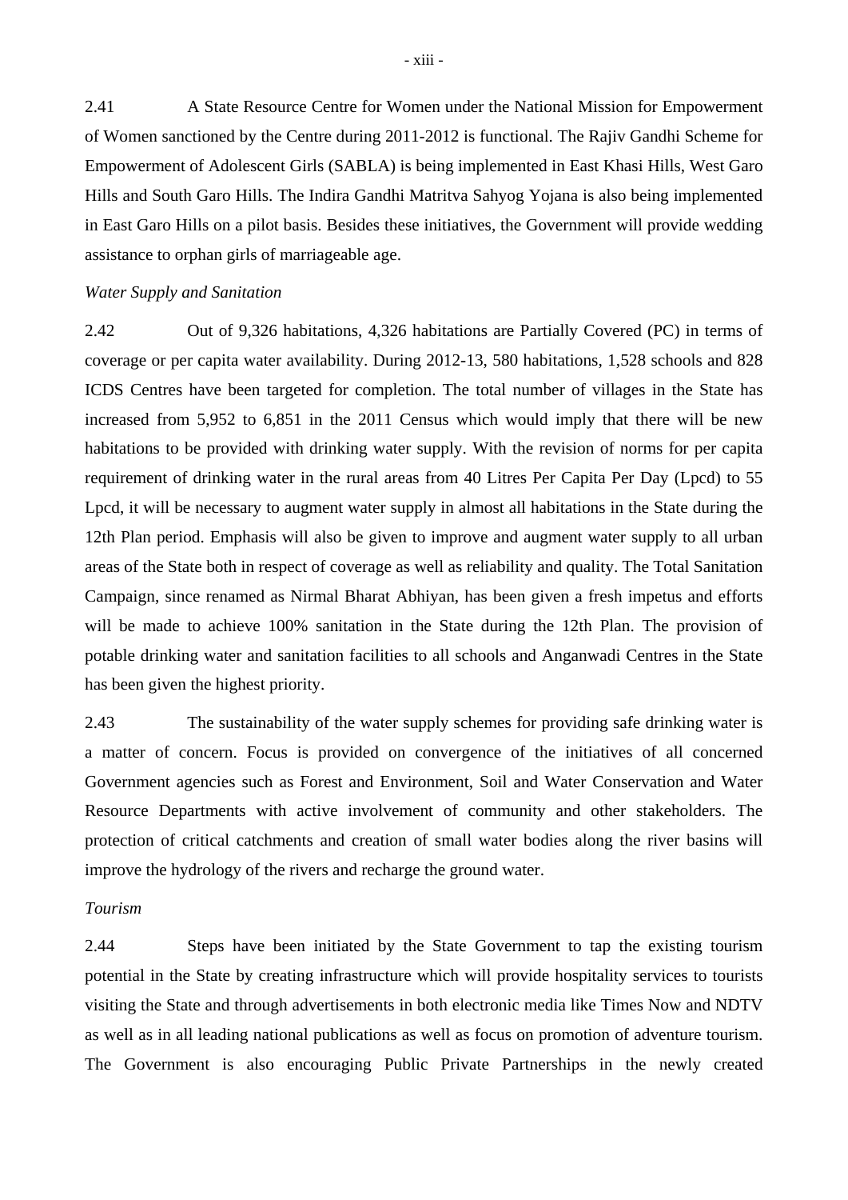2.41 A State Resource Centre for Women under the National Mission for Empowerment of Women sanctioned by the Centre during 2011-2012 is functional. The Rajiv Gandhi Scheme for Empowerment of Adolescent Girls (SABLA) is being implemented in East Khasi Hills, West Garo Hills and South Garo Hills. The Indira Gandhi Matritva Sahyog Yojana is also being implemented in East Garo Hills on a pilot basis. Besides these initiatives, the Government will provide wedding assistance to orphan girls of marriageable age.

*Water Supply and Sanitation*

2.42 Out of 9,326 habitations, 4,326 habitations are Partially Covered (PC) in terms of coverage or per capita water availability. During 2012-13, 580 habitations, 1,528 schools and 828 ICDS Centres have been targeted for completion. The total number of villages in the State has increased from 5,952 to 6,851 in the 2011 Census which would imply that there will be new habitations to be provided with drinking water supply. With the revision of norms for per capita requirement of drinking water in the rural areas from 40 Litres Per Capita Per Day (Lpcd) to 55 Lpcd, it will be necessary to augment water supply in almost all habitations in the State during the 12th Plan period. Emphasis will also be given to improve and augment water supply to all urban areas of the State both in respect of coverage as well as reliability and quality. The Total Sanitation Campaign, since renamed as Nirmal Bharat Abhiyan, has been given a fresh impetus and efforts will be made to achieve 100% sanitation in the State during the 12th Plan. The provision of potable drinking water and sanitation facilities to all schools and Anganwadi Centres in the State has been given the highest priority.

2.43 The sustainability of the water supply schemes for providing safe drinking water is a matter of concern. Focus is provided on convergence of the initiatives of all concerned Government agencies such as Forest and Environment, Soil and Water Conservation and Water Resource Departments with active involvement of community and other stakeholders. The protection of critical catchments and creation of small water bodies along the river basins will improve the hydrology of the rivers and recharge the ground water.

*Tourism*

2.44 Steps have been initiated by the State Government to tap the existing tourism potential in the State by creating infrastructure which will provide hospitality services to tourists visiting the State and through advertisements in both electronic media like Times Now and NDTV as well as in all leading national publications as well as focus on promotion of adventure tourism. The Government is also encouraging Public Private Partnerships in the newly created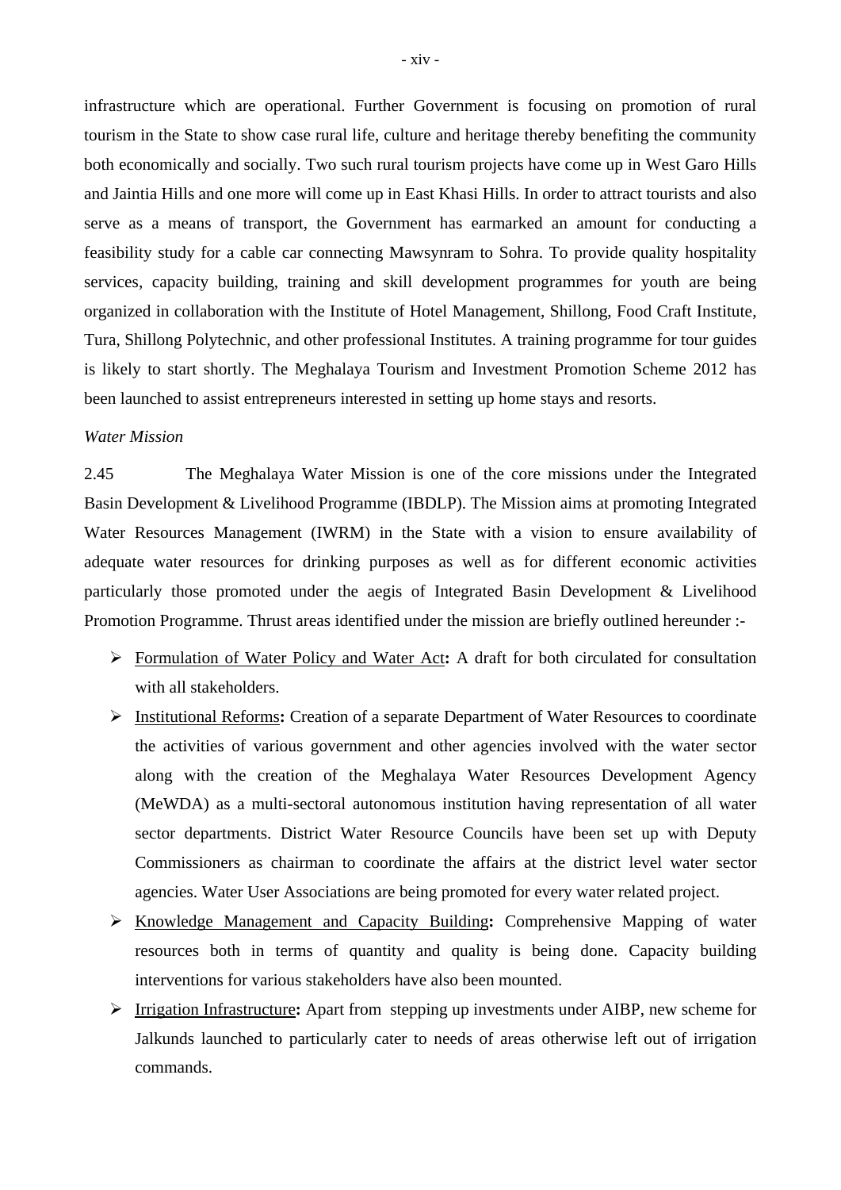infrastructure which are operational. Further Government is focusing on promotion of rural tourism in the State to show case rural life, culture and heritage thereby benefiting the community both economically and socially. Two such rural tourism projects have come up in West Garo Hills and Jaintia Hills and one more will come up in East Khasi Hills. In order to attract tourists and also serve as a means of transport, the Government has earmarked an amount for conducting a feasibility study for a cable car connecting Mawsynram to Sohra. To provide quality hospitality services, capacity building, training and skill development programmes for youth are being organized in collaboration with the Institute of Hotel Management, Shillong, Food Craft Institute, Tura, Shillong Polytechnic, and other professional Institutes. A training programme for tour guides is likely to start shortly. The Meghalaya Tourism and Investment Promotion Scheme 2012 has been launched to assist entrepreneurs interested in setting up home stays and resorts.

*Water Mission*

2.45 The Meghalaya Water Mission is one of the core missions under the Integrated Basin Development & Livelihood Programme (IBDLP). The Mission aims at promoting Integrated Water Resources Management (IWRM) in the State with a vision to ensure availability of adequate water resources for drinking purposes as well as for different economic activities particularly those promoted under the aegis of Integrated Basin Development & Livelihood Promotion Programme. Thrust areas identified under the mission are briefly outlined hereunder :-

- <u>Formulation of Water Policy and Water Act</u>**:** A draft for both circulated for consultation with all stakeholders.
- <u>Institutional Reforms</u>**:** Creation of a separate Department of Water Resources to coordinate the activities of various government and other agencies involved with the water sector along with the creation of the Meghalaya Water Resources Development Agency (MeWDA) as a multi-sectoral autonomous institution having representation of all water sector departments. District Water Resource Councils have been set up with Deputy Commissioners as chairman to coordinate the affairs at the district level water sector agencies. Water User Associations are being promoted for every water related project.
- <u>Knowledge Management and Capacity Building</u>**:** Comprehensive Mapping of water resources both in terms of quantity and quality is being done. Capacity building interventions for various stakeholders have also been mounted.
- <u>Irrigation Infrastructure</u>**:** Apart from stepping up investments under AIBP, new scheme for Jalkunds launched to particularly cater to needs of areas otherwise left out of irrigation commands.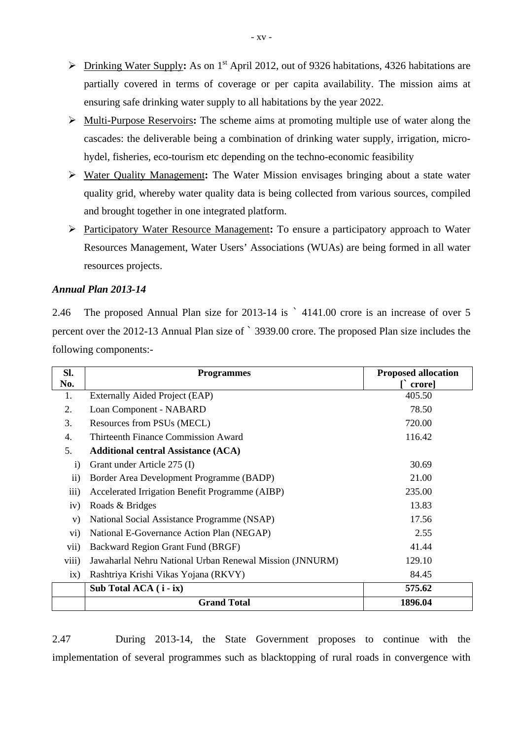- Drinking Water Supply**:** As on 1[st] April 2012, out of 9326 habitations, 4326 habitations are partially covered in terms of coverage or per capita availability. The mission aims at ensuring safe drinking water supply to all habitations by the year 2022.
- Multi-Purpose Reservoirs**:** The scheme aims at promoting multiple use of water along the cascades: the deliverable being a combination of drinking water supply, irrigation, micro-hydel, fisheries, eco-tourism etc depending on the techno-economic feasibility
- Water Quality Management**:** The Water Mission envisages bringing about a state water quality grid, whereby water quality data is being collected from various sources, compiled and brought together in one integrated platform.
- Participatory Water Resource Management**:** To ensure a participatory approach to Water Resources Management, Water Users' Associations (WUAs) are being formed in all water resources projects.

***Annual Plan 2013-14***

2.46 The proposed Annual Plan size for 2013-14 is ` 4141.00 crore is an increase of over 5 percent over the 2012-13 Annual Plan size of ` 3939.00 crore. The proposed Plan size includes the following components:-

| Sl. No. | Programmes | Proposed allocation [` crore] |
|---|---|---|
| 1. | Externally Aided Project (EAP) | 405.50 |
| 2. | Loan Component - NABARD | 78.50 |
| 3. | Resources from PSUs (MECL) | 720.00 |
| 4. | Thirteenth Finance Commission Award | 116.42 |
| 5. | **Additional central Assistance (ACA)** | |
| i) | Grant under Article 275 (I) | 30.69 |
| ii) | Border Area Development Programme (BADP) | 21.00 |
| iii) | Accelerated Irrigation Benefit Programme (AIBP) | 235.00 |
| iv) | Roads & Bridges | 13.83 |
| v) | National Social Assistance Programme (NSAP) | 17.56 |
| vi) | National E-Governance Action Plan (NEGAP) | 2.55 |
| vii) | Backward Region Grant Fund (BRGF) | 41.44 |
| viii) | Jawaharlal Nehru National Urban Renewal Mission (JNNURM) | 129.10 |
| ix) | Rashtriya Krishi Vikas Yojana (RKVY) | 84.45 |
| | **Sub Total ACA ( i - ix)** | **575.62** |
| | **Grand Total** | **1896.04** |

2.47 During 2013-14, the State Government proposes to continue with the implementation of several programmes such as blacktopping of rural roads in convergence with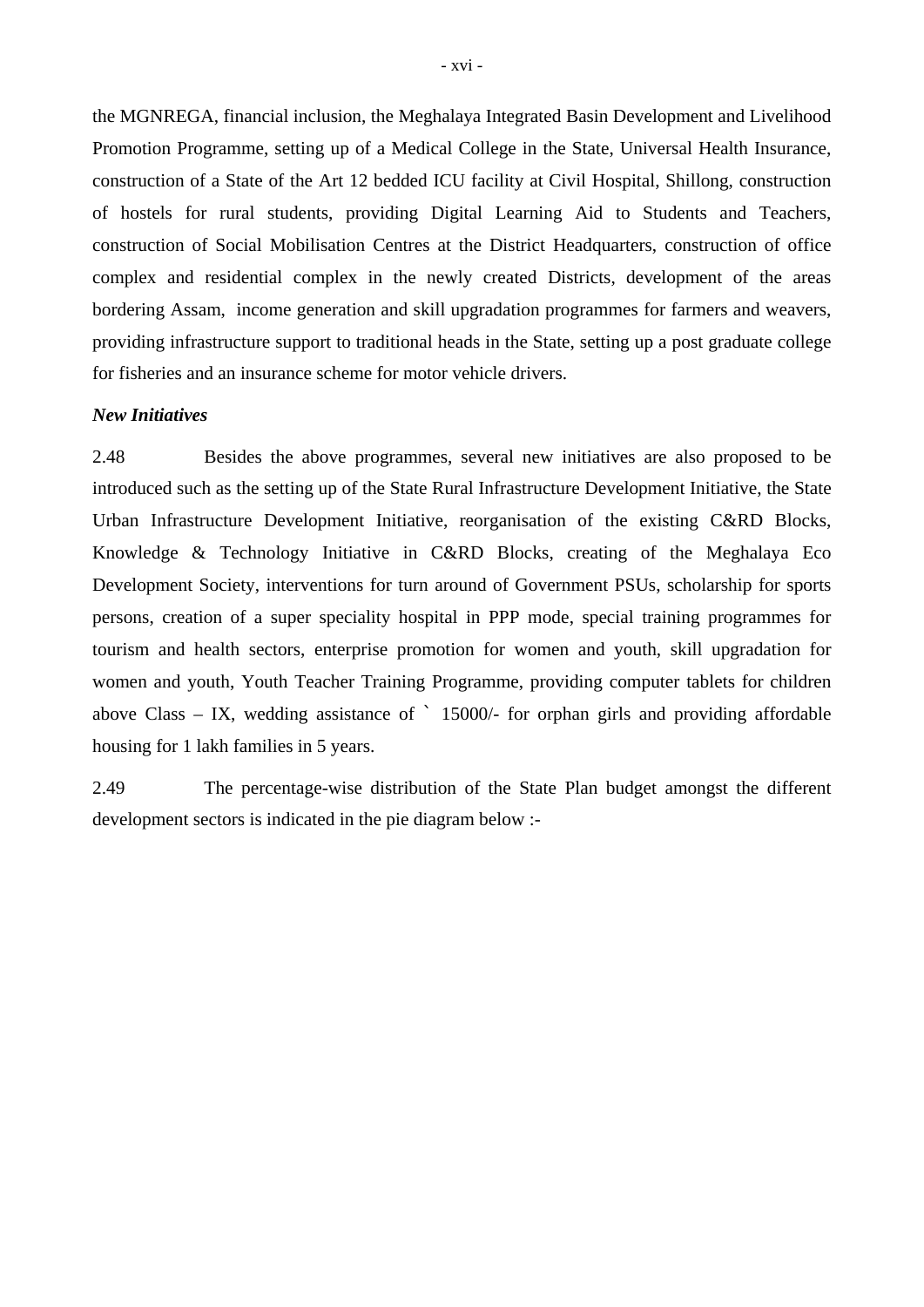the MGNREGA, financial inclusion, the Meghalaya Integrated Basin Development and Livelihood Promotion Programme, setting up of a Medical College in the State, Universal Health Insurance, construction of a State of the Art 12 bedded ICU facility at Civil Hospital, Shillong, construction of hostels for rural students, providing Digital Learning Aid to Students and Teachers, construction of Social Mobilisation Centres at the District Headquarters, construction of office complex and residential complex in the newly created Districts, development of the areas bordering Assam, income generation and skill upgradation programmes for farmers and weavers, providing infrastructure support to traditional heads in the State, setting up a post graduate college for fisheries and an insurance scheme for motor vehicle drivers.

***New Initiatives***

2.48 Besides the above programmes, several new initiatives are also proposed to be introduced such as the setting up of the State Rural Infrastructure Development Initiative, the State Urban Infrastructure Development Initiative, reorganisation of the existing C&RD Blocks, Knowledge & Technology Initiative in C&RD Blocks, creating of the Meghalaya Eco Development Society, interventions for turn around of Government PSUs, scholarship for sports persons, creation of a super speciality hospital in PPP mode, special training programmes for tourism and health sectors, enterprise promotion for women and youth, skill upgradation for women and youth, Youth Teacher Training Programme, providing computer tablets for children above Class – IX, wedding assistance of ` 15000/- for orphan girls and providing affordable housing for 1 lakh families in 5 years.

2.49 The percentage-wise distribution of the State Plan budget amongst the different development sectors is indicated in the pie diagram below :-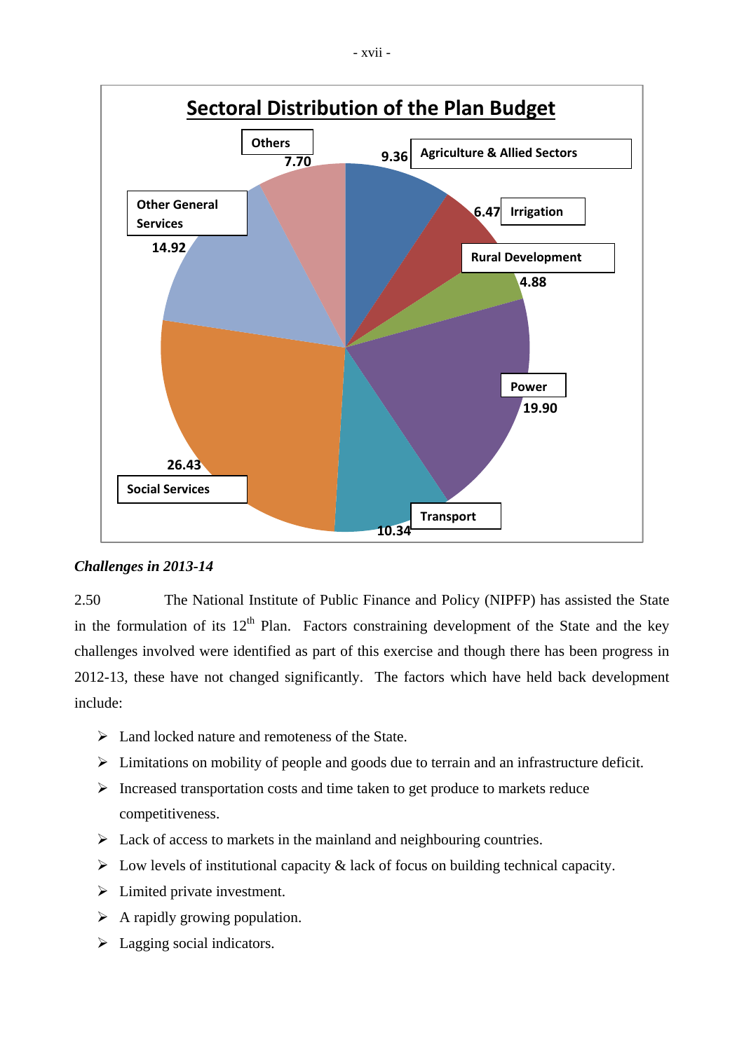## Sectoral Distribution of the Plan Budget

| Sector | Share |
|---|---|
| Agriculture & Allied Sectors | 9.36 |
| Irrigation | 6.47 |
| Rural Development | 4.88 |
| Power | 19.90 |
| Transport | 10.34 |
| Social Services | 26.43 |
| Other General Services | 14.92 |
| Others | 7.70 |

### *Challenges in 2013-14*

2.50 The National Institute of Public Finance and Policy (NIPFP) has assisted the State in the formulation of its 12th Plan. Factors constraining development of the State and the key challenges involved were identified as part of this exercise and though there has been progress in 2012-13, these have not changed significantly. The factors which have held back development include:

- Land locked nature and remoteness of the State.
- Limitations on mobility of people and goods due to terrain and an infrastructure deficit.
- Increased transportation costs and time taken to get produce to markets reduce competitiveness.
- Lack of access to markets in the mainland and neighbouring countries.
- Low levels of institutional capacity & lack of focus on building technical capacity.
- Limited private investment.
- A rapidly growing population.
- Lagging social indicators.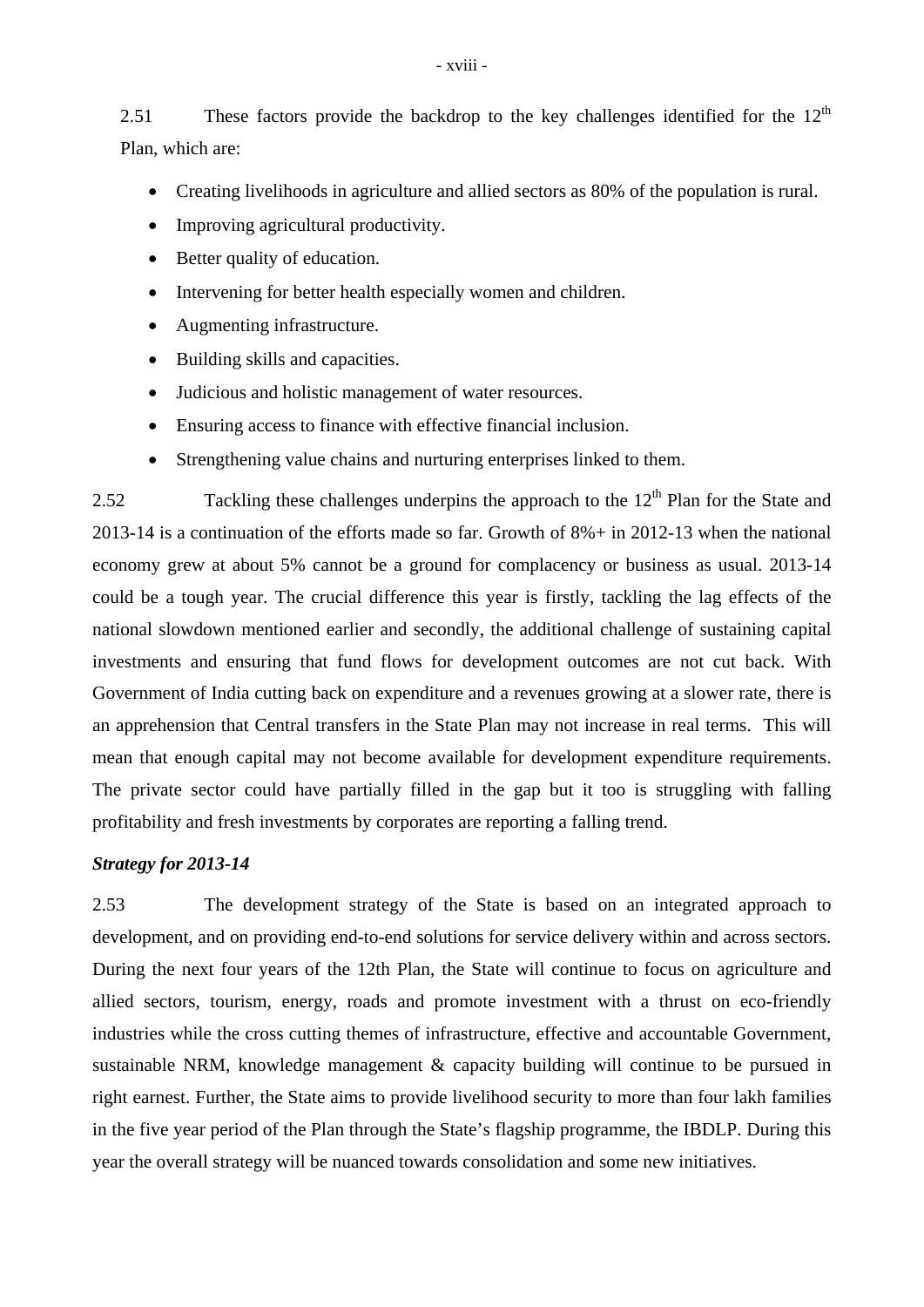2.51 These factors provide the backdrop to the key challenges identified for the 12th Plan, which are:

- Creating livelihoods in agriculture and allied sectors as 80% of the population is rural.
- Improving agricultural productivity.
- Better quality of education.
- Intervening for better health especially women and children.
- Augmenting infrastructure.
- Building skills and capacities.
- Judicious and holistic management of water resources.
- Ensuring access to finance with effective financial inclusion.
- Strengthening value chains and nurturing enterprises linked to them.

2.52 Tackling these challenges underpins the approach to the 12th Plan for the State and 2013-14 is a continuation of the efforts made so far. Growth of 8%+ in 2012-13 when the national economy grew at about 5% cannot be a ground for complacency or business as usual. 2013-14 could be a tough year. The crucial difference this year is firstly, tackling the lag effects of the national slowdown mentioned earlier and secondly, the additional challenge of sustaining capital investments and ensuring that fund flows for development outcomes are not cut back. With Government of India cutting back on expenditure and a revenues growing at a slower rate, there is an apprehension that Central transfers in the State Plan may not increase in real terms. This will mean that enough capital may not become available for development expenditure requirements. The private sector could have partially filled in the gap but it too is struggling with falling profitability and fresh investments by corporates are reporting a falling trend.

***Strategy for 2013-14***

2.53 The development strategy of the State is based on an integrated approach to development, and on providing end-to-end solutions for service delivery within and across sectors. During the next four years of the 12th Plan, the State will continue to focus on agriculture and allied sectors, tourism, energy, roads and promote investment with a thrust on eco-friendly industries while the cross cutting themes of infrastructure, effective and accountable Government, sustainable NRM, knowledge management & capacity building will continue to be pursued in right earnest. Further, the State aims to provide livelihood security to more than four lakh families in the five year period of the Plan through the State's flagship programme, the IBDLP. During this year the overall strategy will be nuanced towards consolidation and some new initiatives.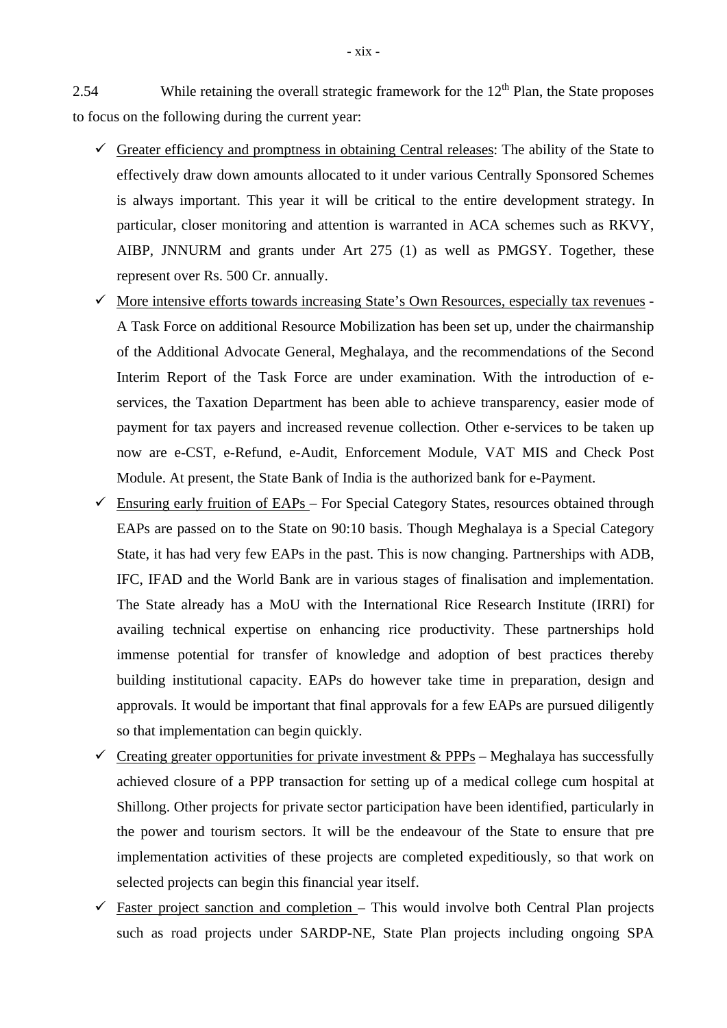2.54 While retaining the overall strategic framework for the 12th Plan, the State proposes to focus on the following during the current year:

- ✓ Greater efficiency and promptness in obtaining Central releases: The ability of the State to effectively draw down amounts allocated to it under various Centrally Sponsored Schemes is always important. This year it will be critical to the entire development strategy. In particular, closer monitoring and attention is warranted in ACA schemes such as RKVY, AIBP, JNNURM and grants under Art 275 (1) as well as PMGSY. Together, these represent over Rs. 500 Cr. annually.
- ✓ More intensive efforts towards increasing State's Own Resources, especially tax revenues - A Task Force on additional Resource Mobilization has been set up, under the chairmanship of the Additional Advocate General, Meghalaya, and the recommendations of the Second Interim Report of the Task Force are under examination. With the introduction of e-services, the Taxation Department has been able to achieve transparency, easier mode of payment for tax payers and increased revenue collection. Other e-services to be taken up now are e-CST, e-Refund, e-Audit, Enforcement Module, VAT MIS and Check Post Module. At present, the State Bank of India is the authorized bank for e-Payment.
- ✓ Ensuring early fruition of EAPs – For Special Category States, resources obtained through EAPs are passed on to the State on 90:10 basis. Though Meghalaya is a Special Category State, it has had very few EAPs in the past. This is now changing. Partnerships with ADB, IFC, IFAD and the World Bank are in various stages of finalisation and implementation. The State already has a MoU with the International Rice Research Institute (IRRI) for availing technical expertise on enhancing rice productivity. These partnerships hold immense potential for transfer of knowledge and adoption of best practices thereby building institutional capacity. EAPs do however take time in preparation, design and approvals. It would be important that final approvals for a few EAPs are pursued diligently so that implementation can begin quickly.
- ✓ Creating greater opportunities for private investment & PPPs – Meghalaya has successfully achieved closure of a PPP transaction for setting up of a medical college cum hospital at Shillong. Other projects for private sector participation have been identified, particularly in the power and tourism sectors. It will be the endeavour of the State to ensure that pre implementation activities of these projects are completed expeditiously, so that work on selected projects can begin this financial year itself.
- ✓ Faster project sanction and completion – This would involve both Central Plan projects such as road projects under SARDP-NE, State Plan projects including ongoing SPA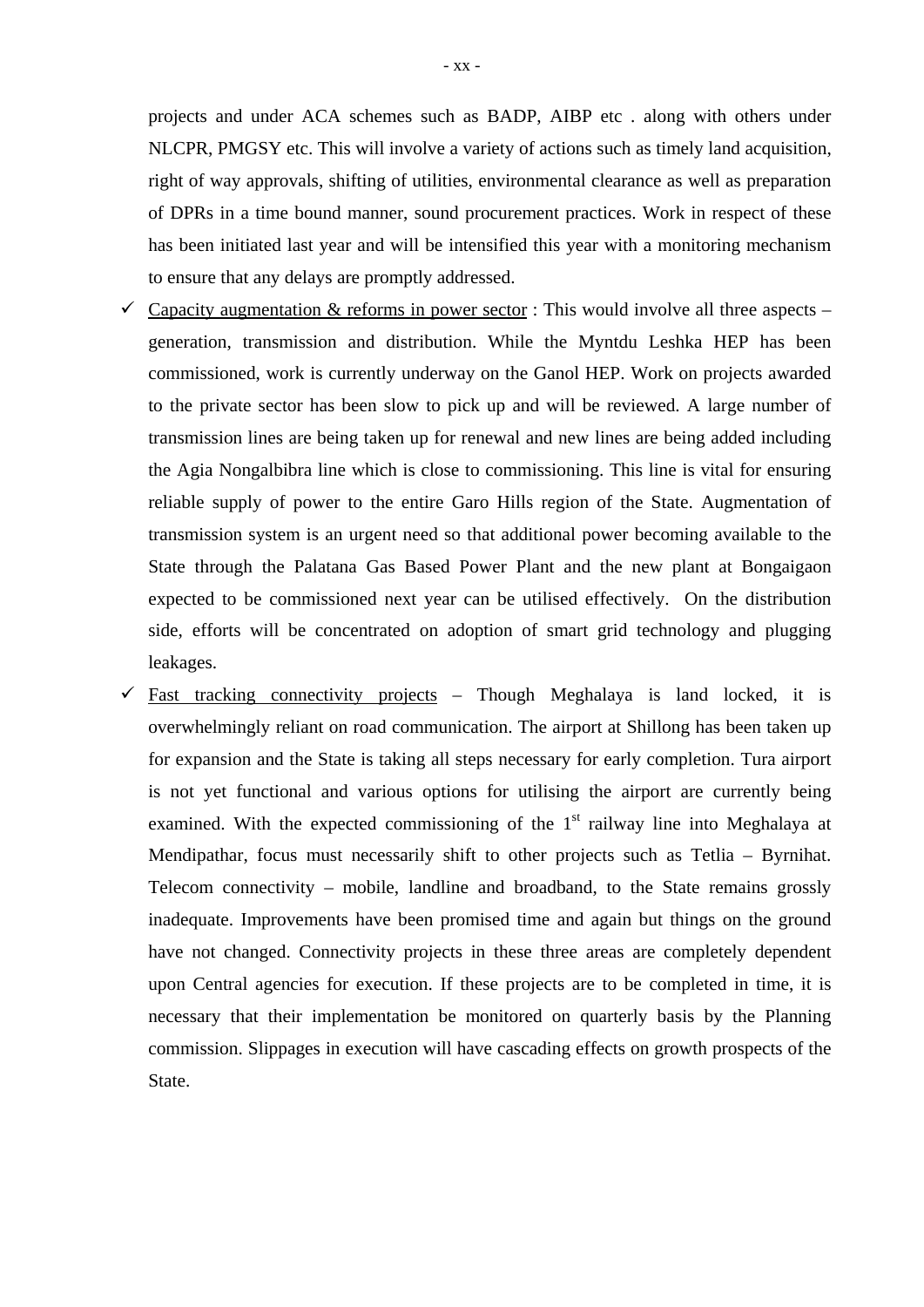projects and under ACA schemes such as BADP, AIBP etc . along with others under NLCPR, PMGSY etc. This will involve a variety of actions such as timely land acquisition, right of way approvals, shifting of utilities, environmental clearance as well as preparation of DPRs in a time bound manner, sound procurement practices. Work in respect of these has been initiated last year and will be intensified this year with a monitoring mechanism to ensure that any delays are promptly addressed.

- ✓ Capacity augmentation & reforms in power sector : This would involve all three aspects – generation, transmission and distribution. While the Myntdu Leshka HEP has been commissioned, work is currently underway on the Ganol HEP. Work on projects awarded to the private sector has been slow to pick up and will be reviewed. A large number of transmission lines are being taken up for renewal and new lines are being added including the Agia Nongalbibra line which is close to commissioning. This line is vital for ensuring reliable supply of power to the entire Garo Hills region of the State. Augmentation of transmission system is an urgent need so that additional power becoming available to the State through the Palatana Gas Based Power Plant and the new plant at Bongaigaon expected to be commissioned next year can be utilised effectively. On the distribution side, efforts will be concentrated on adoption of smart grid technology and plugging leakages.
- ✓ Fast tracking connectivity projects – Though Meghalaya is land locked, it is overwhelmingly reliant on road communication. The airport at Shillong has been taken up for expansion and the State is taking all steps necessary for early completion. Tura airport is not yet functional and various options for utilising the airport are currently being examined. With the expected commissioning of the 1st railway line into Meghalaya at Mendipathar, focus must necessarily shift to other projects such as Tetlia – Byrnihat. Telecom connectivity – mobile, landline and broadband, to the State remains grossly inadequate. Improvements have been promised time and again but things on the ground have not changed. Connectivity projects in these three areas are completely dependent upon Central agencies for execution. If these projects are to be completed in time, it is necessary that their implementation be monitored on quarterly basis by the Planning commission. Slippages in execution will have cascading effects on growth prospects of the State.